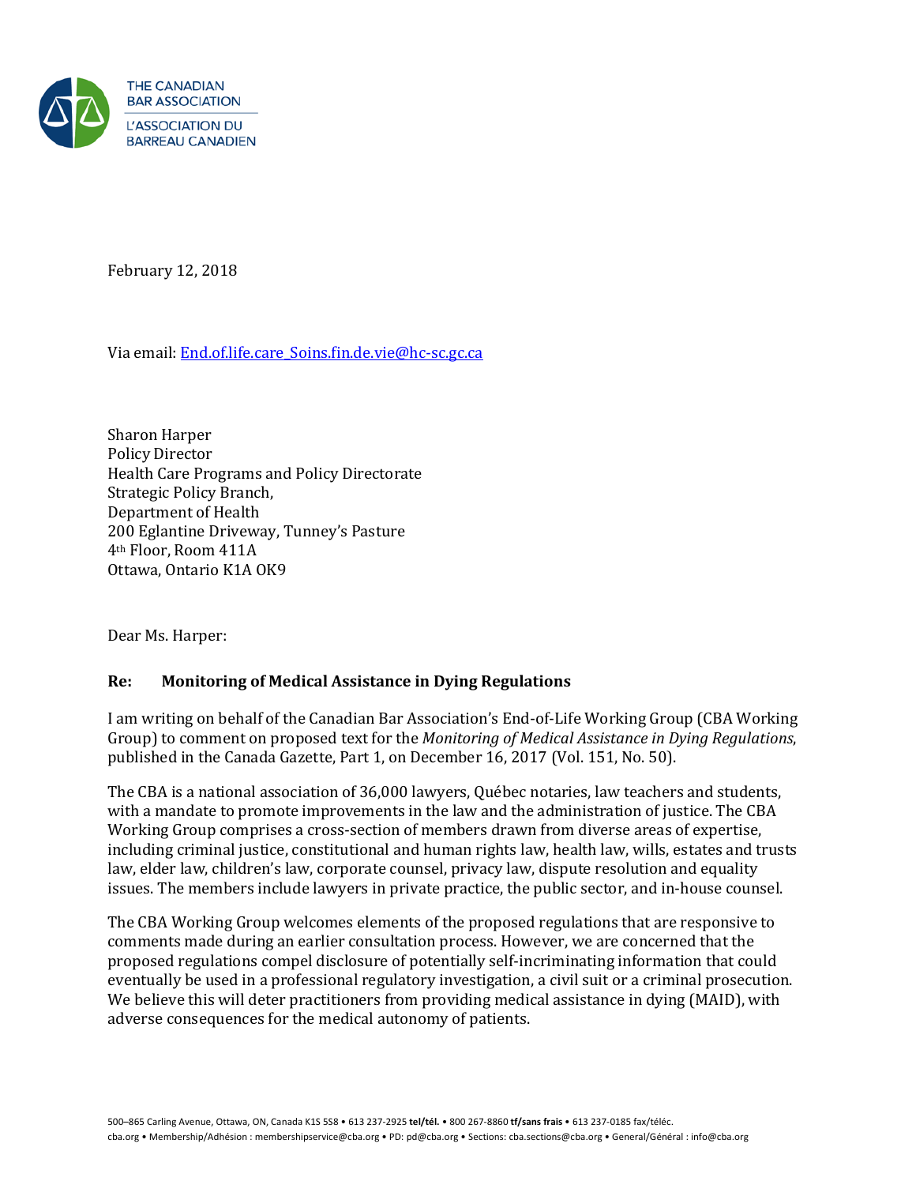THE CANADIAN BAR ASSOCIATION
L'ASSOCIATION DU BARREAU CANADIEN

February 12, 2018

Via email: End.of.life.care_Soins.fin.de.vie@hc-sc.gc.ca

Sharon Harper
Policy Director
Health Care Programs and Policy Directorate
Strategic Policy Branch,
Department of Health
200 Eglantine Driveway, Tunney's Pasture
4th Floor, Room 411A
Ottawa, Ontario K1A OK9

Dear Ms. Harper:

**Re: Monitoring of Medical Assistance in Dying Regulations**

I am writing on behalf of the Canadian Bar Association's End-of-Life Working Group (CBA Working Group) to comment on proposed text for the *Monitoring of Medical Assistance in Dying Regulations*, published in the Canada Gazette, Part 1, on December 16, 2017 (Vol. 151, No. 50).

The CBA is a national association of 36,000 lawyers, Québec notaries, law teachers and students, with a mandate to promote improvements in the law and the administration of justice. The CBA Working Group comprises a cross-section of members drawn from diverse areas of expertise, including criminal justice, constitutional and human rights law, health law, wills, estates and trusts law, elder law, children's law, corporate counsel, privacy law, dispute resolution and equality issues. The members include lawyers in private practice, the public sector, and in-house counsel.

The CBA Working Group welcomes elements of the proposed regulations that are responsive to comments made during an earlier consultation process. However, we are concerned that the proposed regulations compel disclosure of potentially self-incriminating information that could eventually be used in a professional regulatory investigation, a civil suit or a criminal prosecution. We believe this will deter practitioners from providing medical assistance in dying (MAID), with adverse consequences for the medical autonomy of patients.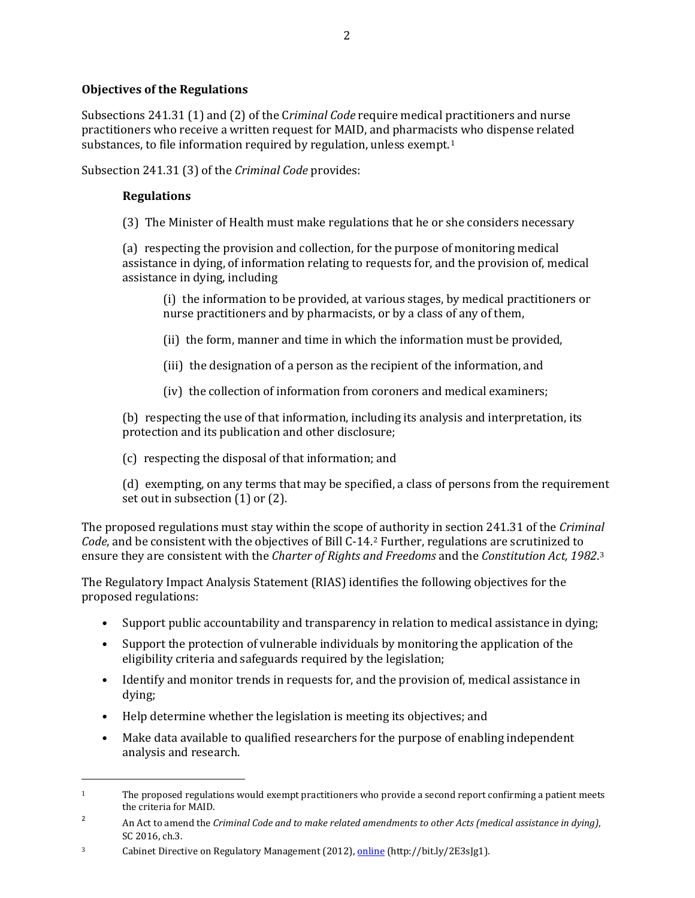## Objectives of the Regulations

Subsections 241.31 (1) and (2) of the C*riminal Code* require medical practitioners and nurse practitioners who receive a written request for MAID, and pharmacists who dispense related substances, to file information required by regulation, unless exempt.[1]

Subsection 241.31 (3) of the *Criminal Code* provides:

> **Regulations**
>
> (3) The Minister of Health must make regulations that he or she considers necessary
>
> (a) respecting the provision and collection, for the purpose of monitoring medical assistance in dying, of information relating to requests for, and the provision of, medical assistance in dying, including
>
> > (i) the information to be provided, at various stages, by medical practitioners or nurse practitioners and by pharmacists, or by a class of any of them,
> >
> > (ii) the form, manner and time in which the information must be provided,
> >
> > (iii) the designation of a person as the recipient of the information, and
> >
> > (iv) the collection of information from coroners and medical examiners;
>
> (b) respecting the use of that information, including its analysis and interpretation, its protection and its publication and other disclosure;
>
> (c) respecting the disposal of that information; and
>
> (d) exempting, on any terms that may be specified, a class of persons from the requirement set out in subsection (1) or (2).

The proposed regulations must stay within the scope of authority in section 241.31 of the *Criminal Code*, and be consistent with the objectives of Bill C-14.[2] Further, regulations are scrutinized to ensure they are consistent with the *Charter of Rights and Freedoms* and the *Constitution Act, 1982*.[3]

The Regulatory Impact Analysis Statement (RIAS) identifies the following objectives for the proposed regulations:

- Support public accountability and transparency in relation to medical assistance in dying;
- Support the protection of vulnerable individuals by monitoring the application of the eligibility criteria and safeguards required by the legislation;
- Identify and monitor trends in requests for, and the provision of, medical assistance in dying;
- Help determine whether the legislation is meeting its objectives; and
- Make data available to qualified researchers for the purpose of enabling independent analysis and research.

---

[1] The proposed regulations would exempt practitioners who provide a second report confirming a patient meets the criteria for MAID.

[2] An Act to amend the *Criminal Code and to make related amendments to other Acts (medical assistance in dying)*, SC 2016, ch.3.

[3] Cabinet Directive on Regulatory Management (2012), [online](http://bit.ly/2E3sJg1) (http://bit.ly/2E3sJg1).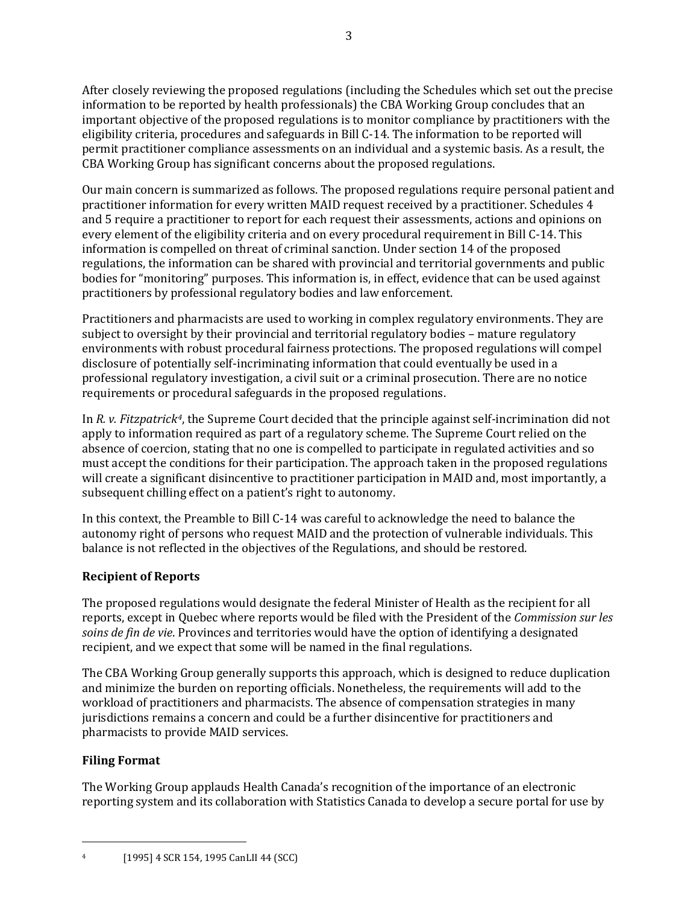After closely reviewing the proposed regulations (including the Schedules which set out the precise information to be reported by health professionals) the CBA Working Group concludes that an important objective of the proposed regulations is to monitor compliance by practitioners with the eligibility criteria, procedures and safeguards in Bill C-14. The information to be reported will permit practitioner compliance assessments on an individual and a systemic basis. As a result, the CBA Working Group has significant concerns about the proposed regulations.

Our main concern is summarized as follows. The proposed regulations require personal patient and practitioner information for every written MAID request received by a practitioner. Schedules 4 and 5 require a practitioner to report for each request their assessments, actions and opinions on every element of the eligibility criteria and on every procedural requirement in Bill C-14. This information is compelled on threat of criminal sanction. Under section 14 of the proposed regulations, the information can be shared with provincial and territorial governments and public bodies for "monitoring" purposes. This information is, in effect, evidence that can be used against practitioners by professional regulatory bodies and law enforcement.

Practitioners and pharmacists are used to working in complex regulatory environments. They are subject to oversight by their provincial and territorial regulatory bodies – mature regulatory environments with robust procedural fairness protections. The proposed regulations will compel disclosure of potentially self-incriminating information that could eventually be used in a professional regulatory investigation, a civil suit or a criminal prosecution. There are no notice requirements or procedural safeguards in the proposed regulations.

In *R. v. Fitzpatrick*[4], the Supreme Court decided that the principle against self-incrimination did not apply to information required as part of a regulatory scheme. The Supreme Court relied on the absence of coercion, stating that no one is compelled to participate in regulated activities and so must accept the conditions for their participation. The approach taken in the proposed regulations will create a significant disincentive to practitioner participation in MAID and, most importantly, a subsequent chilling effect on a patient's right to autonomy.

In this context, the Preamble to Bill C-14 was careful to acknowledge the need to balance the autonomy right of persons who request MAID and the protection of vulnerable individuals. This balance is not reflected in the objectives of the Regulations, and should be restored.

## Recipient of Reports

The proposed regulations would designate the federal Minister of Health as the recipient for all reports, except in Quebec where reports would be filed with the President of the *Commission sur les soins de fin de vie*. Provinces and territories would have the option of identifying a designated recipient, and we expect that some will be named in the final regulations.

The CBA Working Group generally supports this approach, which is designed to reduce duplication and minimize the burden on reporting officials. Nonetheless, the requirements will add to the workload of practitioners and pharmacists. The absence of compensation strategies in many jurisdictions remains a concern and could be a further disincentive for practitioners and pharmacists to provide MAID services.

## Filing Format

The Working Group applauds Health Canada's recognition of the importance of an electronic reporting system and its collaboration with Statistics Canada to develop a secure portal for use by

---

[4] [1995] 4 SCR 154, 1995 CanLII 44 (SCC)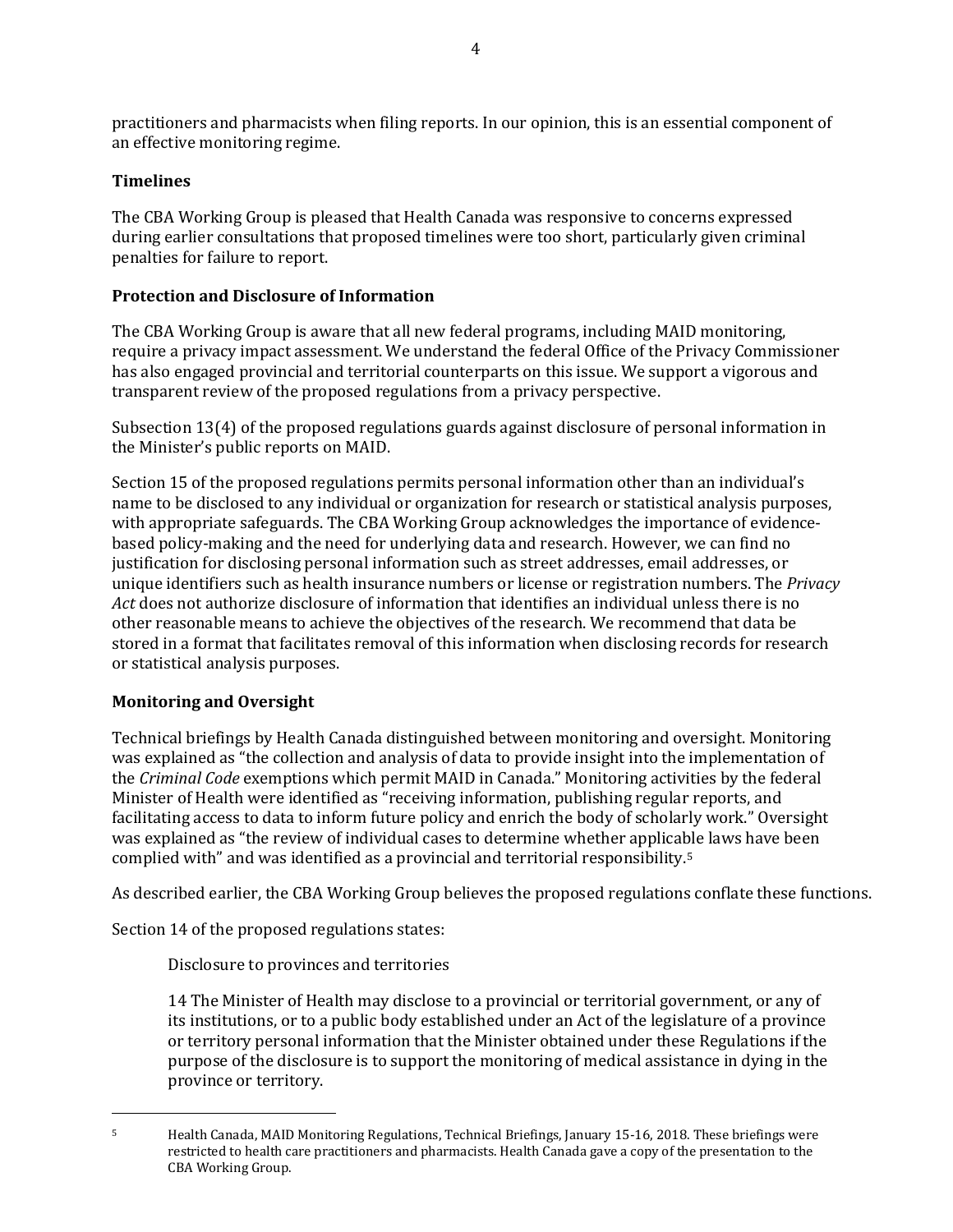practitioners and pharmacists when filing reports. In our opinion, this is an essential component of an effective monitoring regime.

### Timelines

The CBA Working Group is pleased that Health Canada was responsive to concerns expressed during earlier consultations that proposed timelines were too short, particularly given criminal penalties for failure to report.

### Protection and Disclosure of Information

The CBA Working Group is aware that all new federal programs, including MAID monitoring, require a privacy impact assessment. We understand the federal Office of the Privacy Commissioner has also engaged provincial and territorial counterparts on this issue. We support a vigorous and transparent review of the proposed regulations from a privacy perspective.

Subsection 13(4) of the proposed regulations guards against disclosure of personal information in the Minister's public reports on MAID.

Section 15 of the proposed regulations permits personal information other than an individual's name to be disclosed to any individual or organization for research or statistical analysis purposes, with appropriate safeguards. The CBA Working Group acknowledges the importance of evidence-based policy-making and the need for underlying data and research. However, we can find no justification for disclosing personal information such as street addresses, email addresses, or unique identifiers such as health insurance numbers or license or registration numbers. The *Privacy Act* does not authorize disclosure of information that identifies an individual unless there is no other reasonable means to achieve the objectives of the research. We recommend that data be stored in a format that facilitates removal of this information when disclosing records for research or statistical analysis purposes.

### Monitoring and Oversight

Technical briefings by Health Canada distinguished between monitoring and oversight. Monitoring was explained as "the collection and analysis of data to provide insight into the implementation of the *Criminal Code* exemptions which permit MAID in Canada." Monitoring activities by the federal Minister of Health were identified as "receiving information, publishing regular reports, and facilitating access to data to inform future policy and enrich the body of scholarly work." Oversight was explained as "the review of individual cases to determine whether applicable laws have been complied with" and was identified as a provincial and territorial responsibility.[5]

As described earlier, the CBA Working Group believes the proposed regulations conflate these functions.

Section 14 of the proposed regulations states:

> Disclosure to provinces and territories
>
> 14 The Minister of Health may disclose to a provincial or territorial government, or any of its institutions, or to a public body established under an Act of the legislature of a province or territory personal information that the Minister obtained under these Regulations if the purpose of the disclosure is to support the monitoring of medical assistance in dying in the province or territory.

---

[5] Health Canada, MAID Monitoring Regulations, Technical Briefings, January 15-16, 2018. These briefings were restricted to health care practitioners and pharmacists. Health Canada gave a copy of the presentation to the CBA Working Group.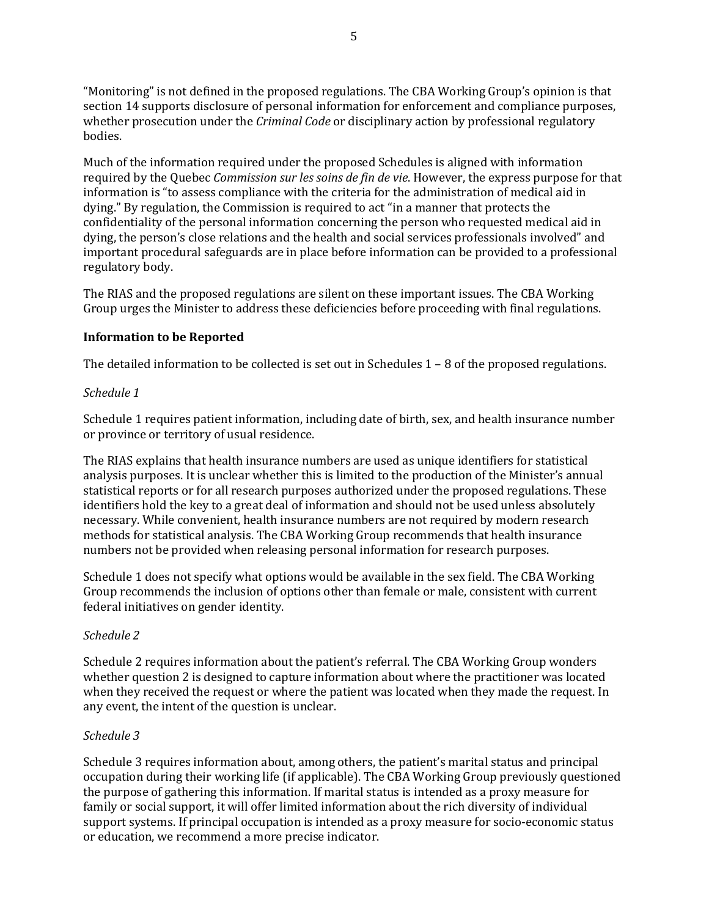"Monitoring" is not defined in the proposed regulations. The CBA Working Group's opinion is that section 14 supports disclosure of personal information for enforcement and compliance purposes, whether prosecution under the *Criminal Code* or disciplinary action by professional regulatory bodies.

Much of the information required under the proposed Schedules is aligned with information required by the Quebec *Commission sur les soins de fin de vie*. However, the express purpose for that information is "to assess compliance with the criteria for the administration of medical aid in dying." By regulation, the Commission is required to act "in a manner that protects the confidentiality of the personal information concerning the person who requested medical aid in dying, the person's close relations and the health and social services professionals involved" and important procedural safeguards are in place before information can be provided to a professional regulatory body.

The RIAS and the proposed regulations are silent on these important issues. The CBA Working Group urges the Minister to address these deficiencies before proceeding with final regulations.

**Information to be Reported**

The detailed information to be collected is set out in Schedules 1 – 8 of the proposed regulations.

*Schedule 1*

Schedule 1 requires patient information, including date of birth, sex, and health insurance number or province or territory of usual residence.

The RIAS explains that health insurance numbers are used as unique identifiers for statistical analysis purposes. It is unclear whether this is limited to the production of the Minister's annual statistical reports or for all research purposes authorized under the proposed regulations. These identifiers hold the key to a great deal of information and should not be used unless absolutely necessary. While convenient, health insurance numbers are not required by modern research methods for statistical analysis. The CBA Working Group recommends that health insurance numbers not be provided when releasing personal information for research purposes.

Schedule 1 does not specify what options would be available in the sex field. The CBA Working Group recommends the inclusion of options other than female or male, consistent with current federal initiatives on gender identity.

*Schedule 2*

Schedule 2 requires information about the patient's referral. The CBA Working Group wonders whether question 2 is designed to capture information about where the practitioner was located when they received the request or where the patient was located when they made the request. In any event, the intent of the question is unclear.

*Schedule 3*

Schedule 3 requires information about, among others, the patient's marital status and principal occupation during their working life (if applicable). The CBA Working Group previously questioned the purpose of gathering this information. If marital status is intended as a proxy measure for family or social support, it will offer limited information about the rich diversity of individual support systems. If principal occupation is intended as a proxy measure for socio-economic status or education, we recommend a more precise indicator.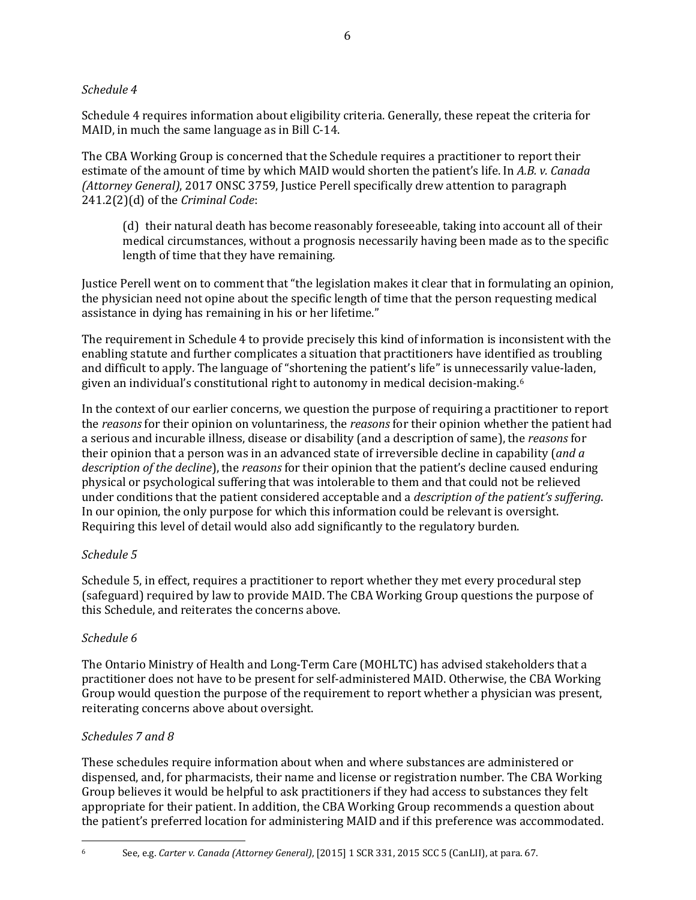*Schedule 4*

Schedule 4 requires information about eligibility criteria. Generally, these repeat the criteria for MAID, in much the same language as in Bill C-14.

The CBA Working Group is concerned that the Schedule requires a practitioner to report their estimate of the amount of time by which MAID would shorten the patient's life. In *A.B. v. Canada (Attorney General)*, 2017 ONSC 3759, Justice Perell specifically drew attention to paragraph 241.2(2)(d) of the *Criminal Code*:

> (d) their natural death has become reasonably foreseeable, taking into account all of their medical circumstances, without a prognosis necessarily having been made as to the specific length of time that they have remaining.

Justice Perell went on to comment that "the legislation makes it clear that in formulating an opinion, the physician need not opine about the specific length of time that the person requesting medical assistance in dying has remaining in his or her lifetime."

The requirement in Schedule 4 to provide precisely this kind of information is inconsistent with the enabling statute and further complicates a situation that practitioners have identified as troubling and difficult to apply. The language of "shortening the patient's life" is unnecessarily value-laden, given an individual's constitutional right to autonomy in medical decision-making.[6]

In the context of our earlier concerns, we question the purpose of requiring a practitioner to report the *reasons* for their opinion on voluntariness, the *reasons* for their opinion whether the patient had a serious and incurable illness, disease or disability (and a description of same), the *reasons* for their opinion that a person was in an advanced state of irreversible decline in capability (*and a description of the decline*), the *reasons* for their opinion that the patient's decline caused enduring physical or psychological suffering that was intolerable to them and that could not be relieved under conditions that the patient considered acceptable and a *description of the patient's suffering*. In our opinion, the only purpose for which this information could be relevant is oversight. Requiring this level of detail would also add significantly to the regulatory burden.

*Schedule 5*

Schedule 5, in effect, requires a practitioner to report whether they met every procedural step (safeguard) required by law to provide MAID. The CBA Working Group questions the purpose of this Schedule, and reiterates the concerns above.

*Schedule 6*

The Ontario Ministry of Health and Long-Term Care (MOHLTC) has advised stakeholders that a practitioner does not have to be present for self-administered MAID. Otherwise, the CBA Working Group would question the purpose of the requirement to report whether a physician was present, reiterating concerns above about oversight.

*Schedules 7 and 8*

These schedules require information about when and where substances are administered or dispensed, and, for pharmacists, their name and license or registration number. The CBA Working Group believes it would be helpful to ask practitioners if they had access to substances they felt appropriate for their patient. In addition, the CBA Working Group recommends a question about the patient's preferred location for administering MAID and if this preference was accommodated.

---

[6] See, e.g. *Carter v. Canada (Attorney General)*, [2015] 1 SCR 331, 2015 SCC 5 (CanLII), at para. 67.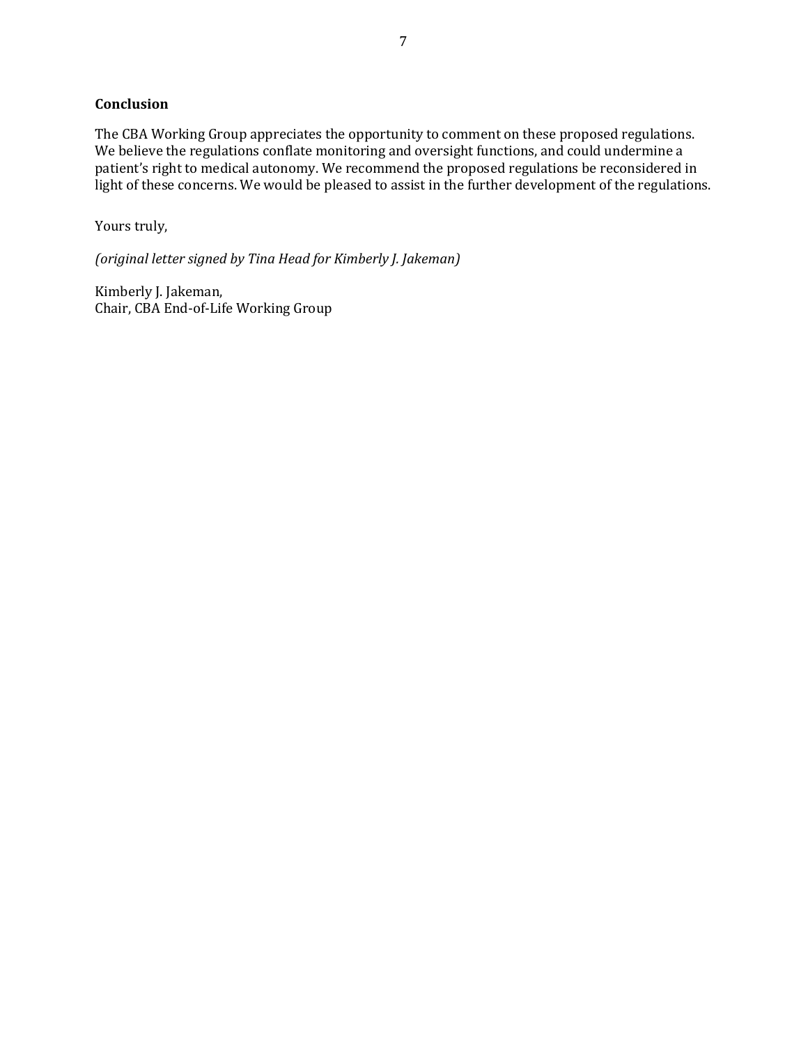**Conclusion**

The CBA Working Group appreciates the opportunity to comment on these proposed regulations. We believe the regulations conflate monitoring and oversight functions, and could undermine a patient's right to medical autonomy. We recommend the proposed regulations be reconsidered in light of these concerns. We would be pleased to assist in the further development of the regulations.

Yours truly,

*(original letter signed by Tina Head for Kimberly J. Jakeman)*

Kimberly J. Jakeman,
Chair, CBA End-of-Life Working Group